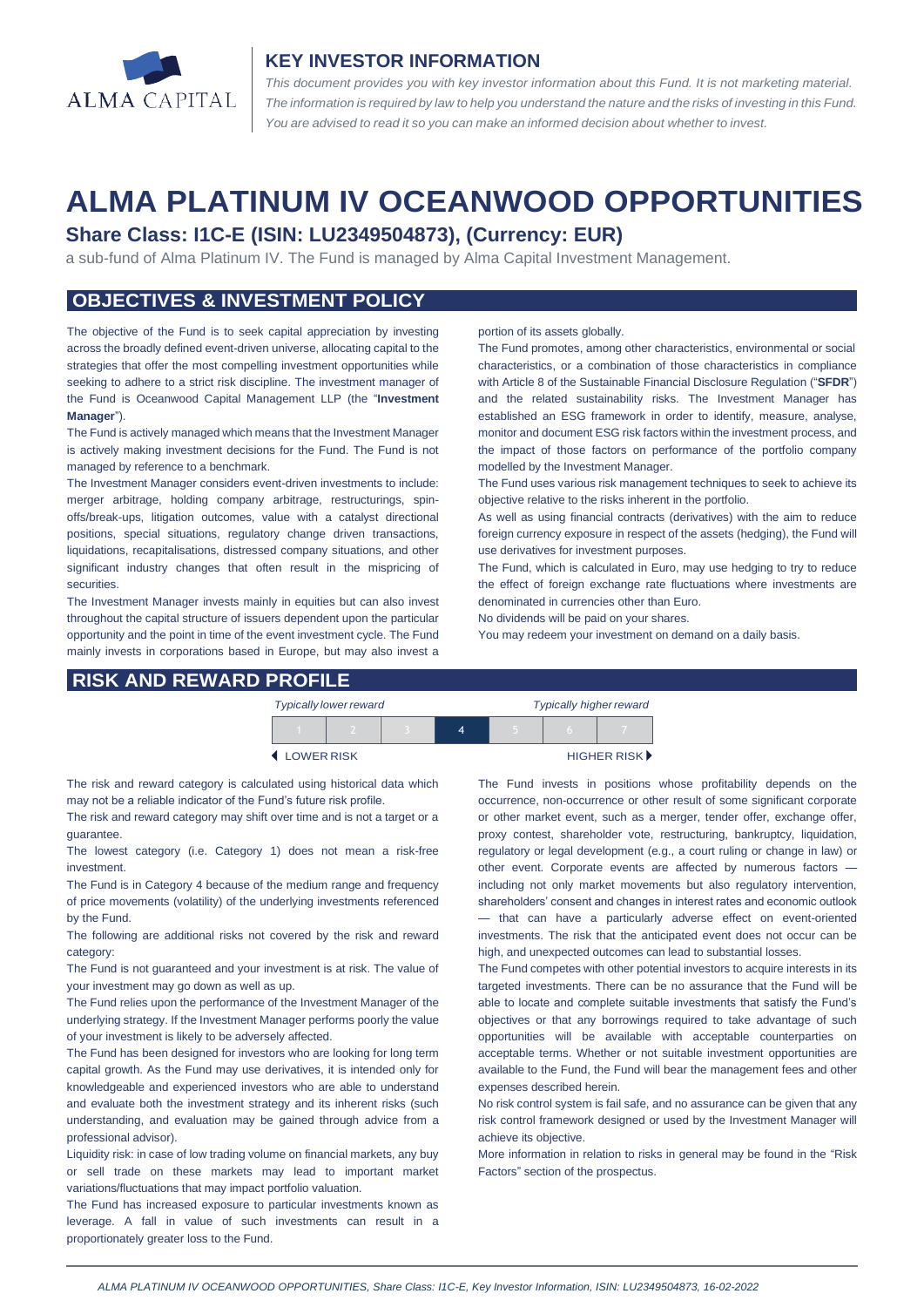ALMA CAPITAL

## KEY INVESTOR INFORMATION

*This document provides you with key investor information about this Fund. It is not marketing material. The information is required by law to help you understand the nature and the risks of investing in this Fund. You are advised to read it so you can make an informed decision about whether to invest.*

# ALMA PLATINUM IV OCEANWOOD OPPORTUNITIES

### Share Class: I1C-E (ISIN: LU2349504873), (Currency: EUR)

a sub-fund of Alma Platinum IV. The Fund is managed by Alma Capital Investment Management.

## OBJECTIVES & INVESTMENT POLICY

The objective of the Fund is to seek capital appreciation by investing across the broadly defined event-driven universe, allocating capital to the strategies that offer the most compelling investment opportunities while seeking to adhere to a strict risk discipline. The investment manager of the Fund is Oceanwood Capital Management LLP (the "**Investment Manager**").

The Fund is actively managed which means that the Investment Manager is actively making investment decisions for the Fund. The Fund is not managed by reference to a benchmark.

The Investment Manager considers event-driven investments to include: merger arbitrage, holding company arbitrage, restructurings, spin-offs/break-ups, litigation outcomes, value with a catalyst directional positions, special situations, regulatory change driven transactions, liquidations, recapitalisations, distressed company situations, and other significant industry changes that often result in the mispricing of securities.

The Investment Manager invests mainly in equities but can also invest throughout the capital structure of issuers dependent upon the particular opportunity and the point in time of the event investment cycle. The Fund mainly invests in corporations based in Europe, but may also invest a portion of its assets globally.

The Fund promotes, among other characteristics, environmental or social characteristics, or a combination of those characteristics in compliance with Article 8 of the Sustainable Financial Disclosure Regulation ("**SFDR**") and the related sustainability risks. The Investment Manager has established an ESG framework in order to identify, measure, analyse, monitor and document ESG risk factors within the investment process, and the impact of those factors on performance of the portfolio company modelled by the Investment Manager.

The Fund uses various risk management techniques to seek to achieve its objective relative to the risks inherent in the portfolio.

As well as using financial contracts (derivatives) with the aim to reduce foreign currency exposure in respect of the assets (hedging), the Fund will use derivatives for investment purposes.

The Fund, which is calculated in Euro, may use hedging to try to reduce the effect of foreign exchange rate fluctuations where investments are denominated in currencies other than Euro.

No dividends will be paid on your shares.

You may redeem your investment on demand on a daily basis.

## RISK AND REWARD PROFILE

*Typically lower reward* — *Typically higher reward*

| 1 | 2 | 3 | **4** | 5 | 6 | 7 |
|---|---|---|---|---|---|---|

◀ LOWER RISK — HIGHER RISK ▶

The risk and reward category is calculated using historical data which may not be a reliable indicator of the Fund's future risk profile.

The risk and reward category may shift over time and is not a target or a guarantee.

The lowest category (i.e. Category 1) does not mean a risk-free investment.

The Fund is in Category 4 because of the medium range and frequency of price movements (volatility) of the underlying investments referenced by the Fund.

The following are additional risks not covered by the risk and reward category:

The Fund is not guaranteed and your investment is at risk. The value of your investment may go down as well as up.

The Fund relies upon the performance of the Investment Manager of the underlying strategy. If the Investment Manager performs poorly the value of your investment is likely to be adversely affected.

The Fund has been designed for investors who are looking for long term capital growth. As the Fund may use derivatives, it is intended only for knowledgeable and experienced investors who are able to understand and evaluate both the investment strategy and its inherent risks (such understanding, and evaluation may be gained through advice from a professional advisor).

Liquidity risk: in case of low trading volume on financial markets, any buy or sell trade on these markets may lead to important market variations/fluctuations that may impact portfolio valuation.

The Fund has increased exposure to particular investments known as leverage. A fall in value of such investments can result in a proportionately greater loss to the Fund.

The Fund invests in positions whose profitability depends on the occurrence, non-occurrence or other result of some significant corporate or other market event, such as a merger, tender offer, exchange offer, proxy contest, shareholder vote, restructuring, bankruptcy, liquidation, regulatory or legal development (e.g., a court ruling or change in law) or other event. Corporate events are affected by numerous factors — including not only market movements but also regulatory intervention, shareholders' consent and changes in interest rates and economic outlook — that can have a particularly adverse effect on event-oriented investments. The risk that the anticipated event does not occur can be high, and unexpected outcomes can lead to substantial losses.

The Fund competes with other potential investors to acquire interests in its targeted investments. There can be no assurance that the Fund will be able to locate and complete suitable investments that satisfy the Fund's objectives or that any borrowings required to take advantage of such opportunities will be available with acceptable counterparties on acceptable terms. Whether or not suitable investment opportunities are available to the Fund, the Fund will bear the management fees and other expenses described herein.

No risk control system is fail safe, and no assurance can be given that any risk control framework designed or used by the Investment Manager will achieve its objective.

More information in relation to risks in general may be found in the "Risk Factors" section of the prospectus.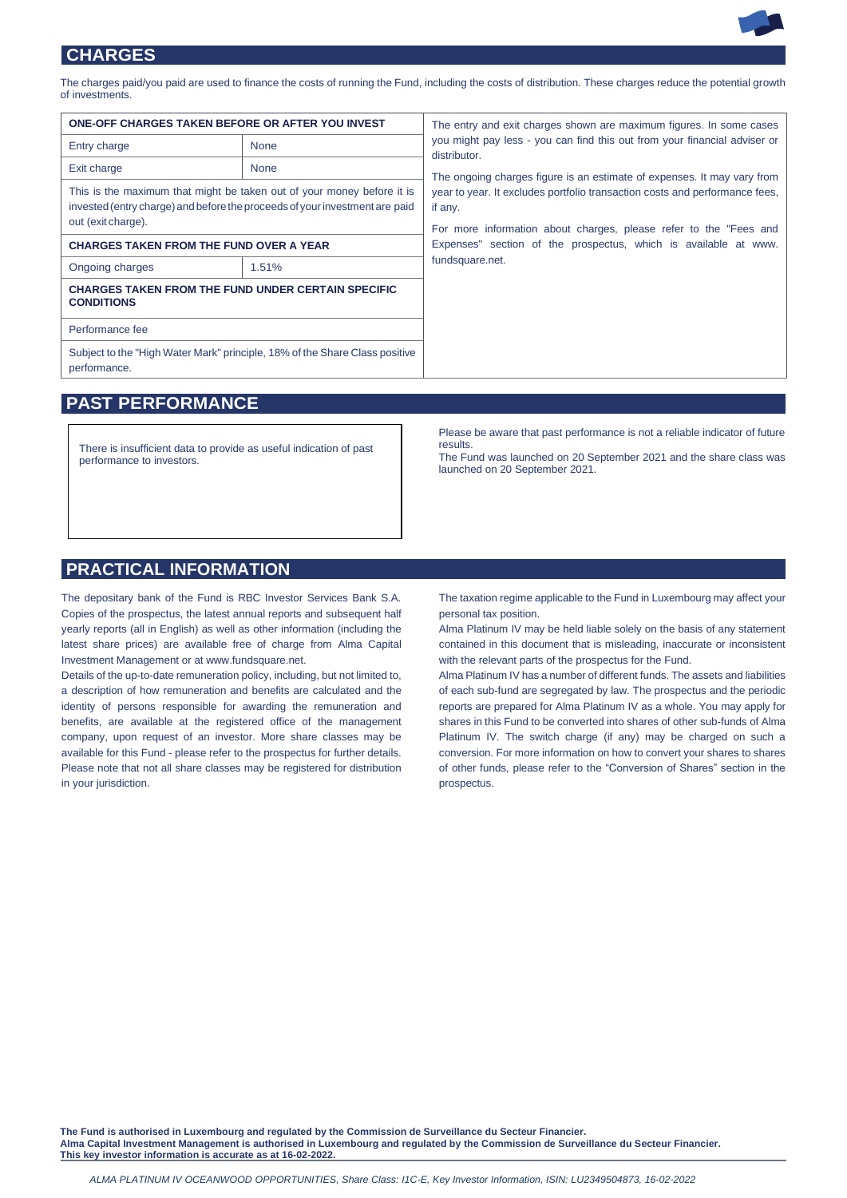## CHARGES

The charges paid/you paid are used to finance the costs of running the Fund, including the costs of distribution. These charges reduce the potential growth of investments.

| ONE-OFF CHARGES TAKEN BEFORE OR AFTER YOU INVEST | |
|---|---|
| Entry charge | None |
| Exit charge | None |
| This is the maximum that might be taken out of your money before it is invested (entry charge) and before the proceeds of your investment are paid out (exit charge). | |
| **CHARGES TAKEN FROM THE FUND OVER A YEAR** | |
| Ongoing charges | 1.51% |
| **CHARGES TAKEN FROM THE FUND UNDER CERTAIN SPECIFIC CONDITIONS** | |
| Performance fee | |
| Subject to the "High Water Mark" principle, 18% of the Share Class positive performance. | |

The entry and exit charges shown are maximum figures. In some cases you might pay less - you can find this out from your financial adviser or distributor.

The ongoing charges figure is an estimate of expenses. It may vary from year to year. It excludes portfolio transaction costs and performance fees, if any.

For more information about charges, please refer to the "Fees and Expenses" section of the prospectus, which is available at www.fundsquare.net.

## PAST PERFORMANCE

There is insufficient data to provide as useful indication of past performance to investors.

Please be aware that past performance is not a reliable indicator of future results.
The Fund was launched on 20 September 2021 and the share class was launched on 20 September 2021.

## PRACTICAL INFORMATION

The depositary bank of the Fund is RBC Investor Services Bank S.A. Copies of the prospectus, the latest annual reports and subsequent half yearly reports (all in English) as well as other information (including the latest share prices) are available free of charge from Alma Capital Investment Management or at www.fundsquare.net.

Details of the up-to-date remuneration policy, including, but not limited to, a description of how remuneration and benefits are calculated and the identity of persons responsible for awarding the remuneration and benefits, are available at the registered office of the management company, upon request of an investor. More share classes may be available for this Fund - please refer to the prospectus for further details. Please note that not all share classes may be registered for distribution in your jurisdiction.

The taxation regime applicable to the Fund in Luxembourg may affect your personal tax position.

Alma Platinum IV may be held liable solely on the basis of any statement contained in this document that is misleading, inaccurate or inconsistent with the relevant parts of the prospectus for the Fund.

Alma Platinum IV has a number of different funds. The assets and liabilities of each sub-fund are segregated by law. The prospectus and the periodic reports are prepared for Alma Platinum IV as a whole. You may apply for shares in this Fund to be converted into shares of other sub-funds of Alma Platinum IV. The switch charge (if any) may be charged on such a conversion. For more information on how to convert your shares to shares of other funds, please refer to the "Conversion of Shares" section in the prospectus.

**The Fund is authorised in Luxembourg and regulated by the Commission de Surveillance du Secteur Financier.**
**Alma Capital Investment Management is authorised in Luxembourg and regulated by the Commission de Surveillance du Secteur Financier.**
**This key investor information is accurate as at 16-02-2022.**